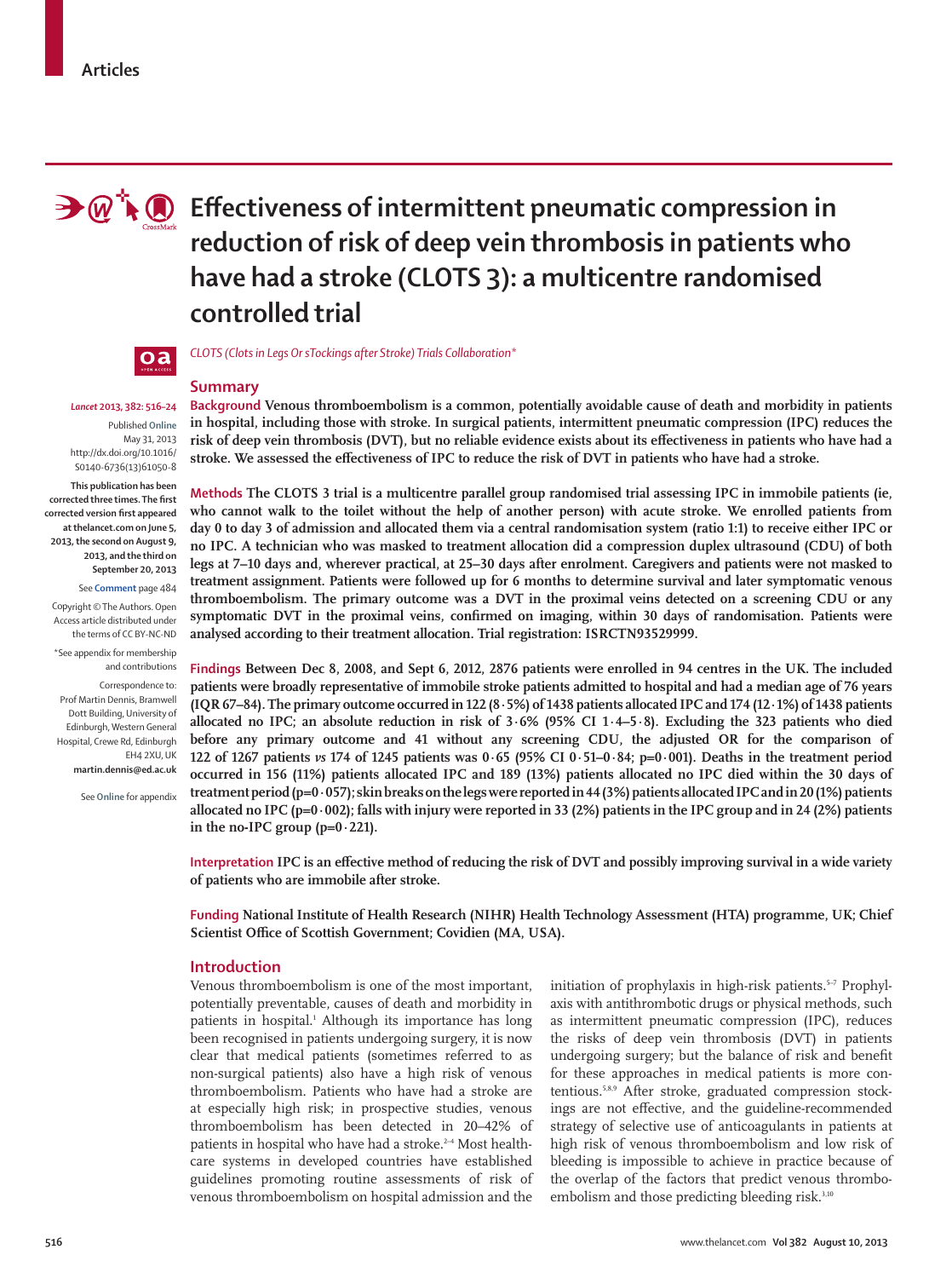Articles

# Effectiveness of intermittent pneumatic compression in reduction of risk of deep vein thrombosis in patients who have had a stroke (CLOTS 3): a multicentre randomised controlled trial

*CLOTS (Clots in Legs Or sTockings after Stroke) Trials Collaboration**

*Lancet* 2013; 382: 516–24

Published Online May 31, 2013 http://dx.doi.org/10.1016/S0140-6736(13)61050-8

**This publication has been corrected three times. The first corrected version first appeared at thelancet.com on June 5, 2013, the second on August 9, 2013, and the third on September 20, 2013**

See Comment page 484

Copyright © The Authors. Open Access article distributed under the terms of CC BY-NC-ND

*See appendix for membership and contributions

Correspondence to: Prof Martin Dennis, Bramwell Dott Building, University of Edinburgh, Western General Hospital, Crewe Rd, Edinburgh EH4 2XU, UK **martin.dennis@ed.ac.uk**

See Online for appendix

## Summary

**Background** Venous thromboembolism is a common, potentially avoidable cause of death and morbidity in patients in hospital, including those with stroke. In surgical patients, intermittent pneumatic compression (IPC) reduces the risk of deep vein thrombosis (DVT), but no reliable evidence exists about its effectiveness in patients who have had a stroke. We assessed the effectiveness of IPC to reduce the risk of DVT in patients who have had a stroke.

**Methods** The CLOTS 3 trial is a multicentre parallel group randomised trial assessing IPC in immobile patients (ie, who cannot walk to the toilet without the help of another person) with acute stroke. We enrolled patients from day 0 to day 3 of admission and allocated them via a central randomisation system (ratio 1:1) to receive either IPC or no IPC. A technician who was masked to treatment allocation did a compression duplex ultrasound (CDU) of both legs at 7–10 days and, wherever practical, at 25–30 days after enrolment. Caregivers and patients were not masked to treatment assignment. Patients were followed up for 6 months to determine survival and later symptomatic venous thromboembolism. The primary outcome was a DVT in the proximal veins detected on a screening CDU or any symptomatic DVT in the proximal veins, confirmed on imaging, within 30 days of randomisation. Patients were analysed according to their treatment allocation. Trial registration: ISRCTN93529999.

**Findings** Between Dec 8, 2008, and Sept 6, 2012, 2876 patients were enrolled in 94 centres in the UK. The included patients were broadly representative of immobile stroke patients admitted to hospital and had a median age of 76 years (IQR 67–84). The primary outcome occurred in 122 (8·5%) of 1438 patients allocated IPC and 174 (12·1%) of 1438 patients allocated no IPC; an absolute reduction in risk of 3·6% (95% CI 1·4–5·8). Excluding the 323 patients who died before any primary outcome and 41 without any screening CDU, the adjusted OR for the comparison of 122 of 1267 patients *vs* 174 of 1245 patients was 0·65 (95% CI 0·51–0·84; p=0·001). Deaths in the treatment period occurred in 156 (11%) patients allocated IPC and 189 (13%) patients allocated no IPC died within the 30 days of treatment period (p=0·057); skin breaks on the legs were reported in 44 (3%) patients allocated IPC and in 20 (1%) patients allocated no IPC (p=0·002); falls with injury were reported in 33 (2%) patients in the IPC group and in 24 (2%) patients in the no-IPC group (p=0·221).

**Interpretation** IPC is an effective method of reducing the risk of DVT and possibly improving survival in a wide variety of patients who are immobile after stroke.

**Funding** National Institute of Health Research (NIHR) Health Technology Assessment (HTA) programme, UK; Chief Scientist Office of Scottish Government; Covidien (MA, USA).

## Introduction

Venous thromboembolism is one of the most important, potentially preventable, causes of death and morbidity in patients in hospital.[1] Although its importance has long been recognised in patients undergoing surgery, it is now clear that medical patients (sometimes referred to as non-surgical patients) also have a high risk of venous thromboembolism. Patients who have had a stroke are at especially high risk; in prospective studies, venous thromboembolism has been detected in 20–42% of patients in hospital who have had a stroke.[2–4] Most health-care systems in developed countries have established guidelines promoting routine assessments of risk of venous thromboembolism on hospital admission and the initiation of prophylaxis in high-risk patients.[5–7] Prophylaxis with antithrombotic drugs or physical methods, such as intermittent pneumatic compression (IPC), reduces the risks of deep vein thrombosis (DVT) in patients undergoing surgery; but the balance of risk and benefit for these approaches in medical patients is more contentious.[5,8,9] After stroke, graduated compression stockings are not effective, and the guideline-recommended strategy of selective use of anticoagulants in patients at high risk of venous thromboembolism and low risk of bleeding is impossible to achieve in practice because of the overlap of the factors that predict venous thromboembolism and those predicting bleeding risk.[3,10]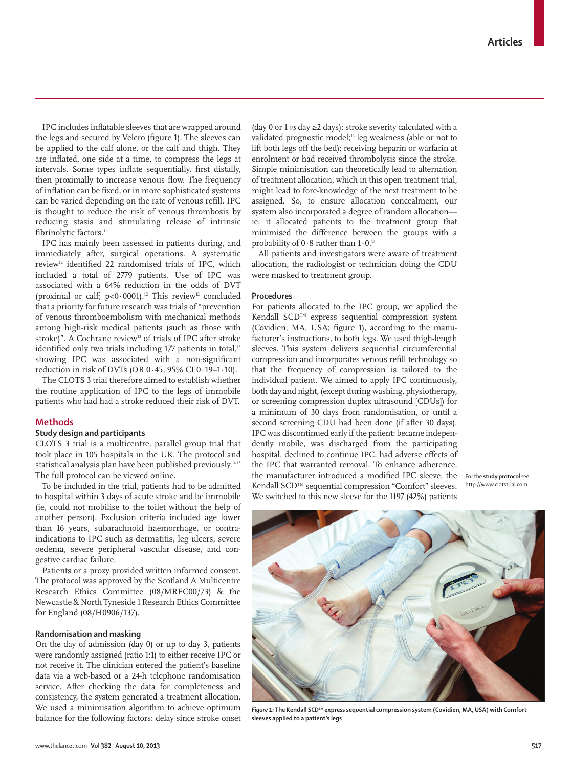IPC includes inflatable sleeves that are wrapped around the legs and secured by Velcro (figure 1). The sleeves can be applied to the calf alone, or the calf and thigh. They are inflated, one side at a time, to compress the legs at intervals. Some types inflate sequentially, first distally, then proximally to increase venous flow. The frequency of inflation can be fixed, or in more sophisticated systems can be varied depending on the rate of venous refill. IPC is thought to reduce the risk of venous thrombosis by reducing stasis and stimulating release of intrinsic fibrinolytic factors.[11]

IPC has mainly been assessed in patients during, and immediately after, surgical operations. A systematic review[12] identified 22 randomised trials of IPC, which included a total of 2779 patients. Use of IPC was associated with a 64% reduction in the odds of DVT (proximal or calf; p<0·0001).[12] This review[12] concluded that a priority for future research was trials of "prevention of venous thromboembolism with mechanical methods among high-risk medical patients (such as those with stroke)". A Cochrane review[13] of trials of IPC after stroke identified only two trials including 177 patients in total,[13] showing IPC was associated with a non-significant reduction in risk of DVTs (OR 0·45, 95% CI 0·19–1·10).

The CLOTS 3 trial therefore aimed to establish whether the routine application of IPC to the legs of immobile patients who had had a stroke reduced their risk of DVT.

## Methods

### Study design and participants

CLOTS 3 trial is a multicentre, parallel group trial that took place in 105 hospitals in the UK. The protocol and statistical analysis plan have been published previously.[14,15] The full protocol can be viewed online.

To be included in the trial, patients had to be admitted to hospital within 3 days of acute stroke and be immobile (ie, could not mobilise to the toilet without the help of another person). Exclusion criteria included age lower than 16 years, subarachnoid haemorrhage, or contraindications to IPC such as dermatitis, leg ulcers, severe oedema, severe peripheral vascular disease, and congestive cardiac failure.

Patients or a proxy provided written informed consent. The protocol was approved by the Scotland A Multicentre Research Ethics Committee (08/MREC00/73) & the Newcastle & North Tyneside 1 Research Ethics Committee for England (08/H0906/137).

### Randomisation and masking

On the day of admission (day 0) or up to day 3, patients were randomly assigned (ratio 1:1) to either receive IPC or not receive it. The clinician entered the patient's baseline data via a web-based or a 24-h telephone randomisation service. After checking the data for completeness and consistency, the system generated a treatment allocation. We used a minimisation algorithm to achieve optimum balance for the following factors: delay since stroke onset (day 0 or 1 *vs* day ≥2 days); stroke severity calculated with a validated prognostic model;[16] leg weakness (able or not to lift both legs off the bed); receiving heparin or warfarin at enrolment or had received thrombolysis since the stroke. Simple minimisation can theoretically lead to alternation of treatment allocation, which in this open treatment trial, might lead to fore-knowledge of the next treatment to be assigned. So, to ensure allocation concealment, our system also incorporated a degree of random allocation—ie, it allocated patients to the treatment group that minimised the difference between the groups with a probability of 0·8 rather than 1·0.[17]

All patients and investigators were aware of treatment allocation, the radiologist or technician doing the CDU were masked to treatment group.

### Procedures

For patients allocated to the IPC group, we applied the Kendall SCD™ express sequential compression system (Covidien, MA, USA; figure 1), according to the manufacturer's instructions, to both legs. We used thigh-length sleeves. This system delivers sequential circumferential compression and incorporates venous refill technology so that the frequency of compression is tailored to the individual patient. We aimed to apply IPC continuously, both day and night, (except during washing, physiotherapy, or screening compression duplex ultrasound [CDUs]) for a minimum of 30 days from randomisation, or until a second screening CDU had been done (if after 30 days). IPC was discontinued early if the patient: became independently mobile, was discharged from the participating hospital, declined to continue IPC, had adverse effects of the IPC that warranted removal. To enhance adherence, the manufacturer introduced a modified IPC sleeve, the Kendall SCD™ sequential compression "Comfort" sleeves. We switched to this new sleeve for the 1197 (42%) patients

For the **study protocol** see http://www.clotstrial.com

*Figure 1:* **The Kendall SCD™ express sequential compression system (Covidien, MA, USA) with Comfort sleeves applied to a patient's legs**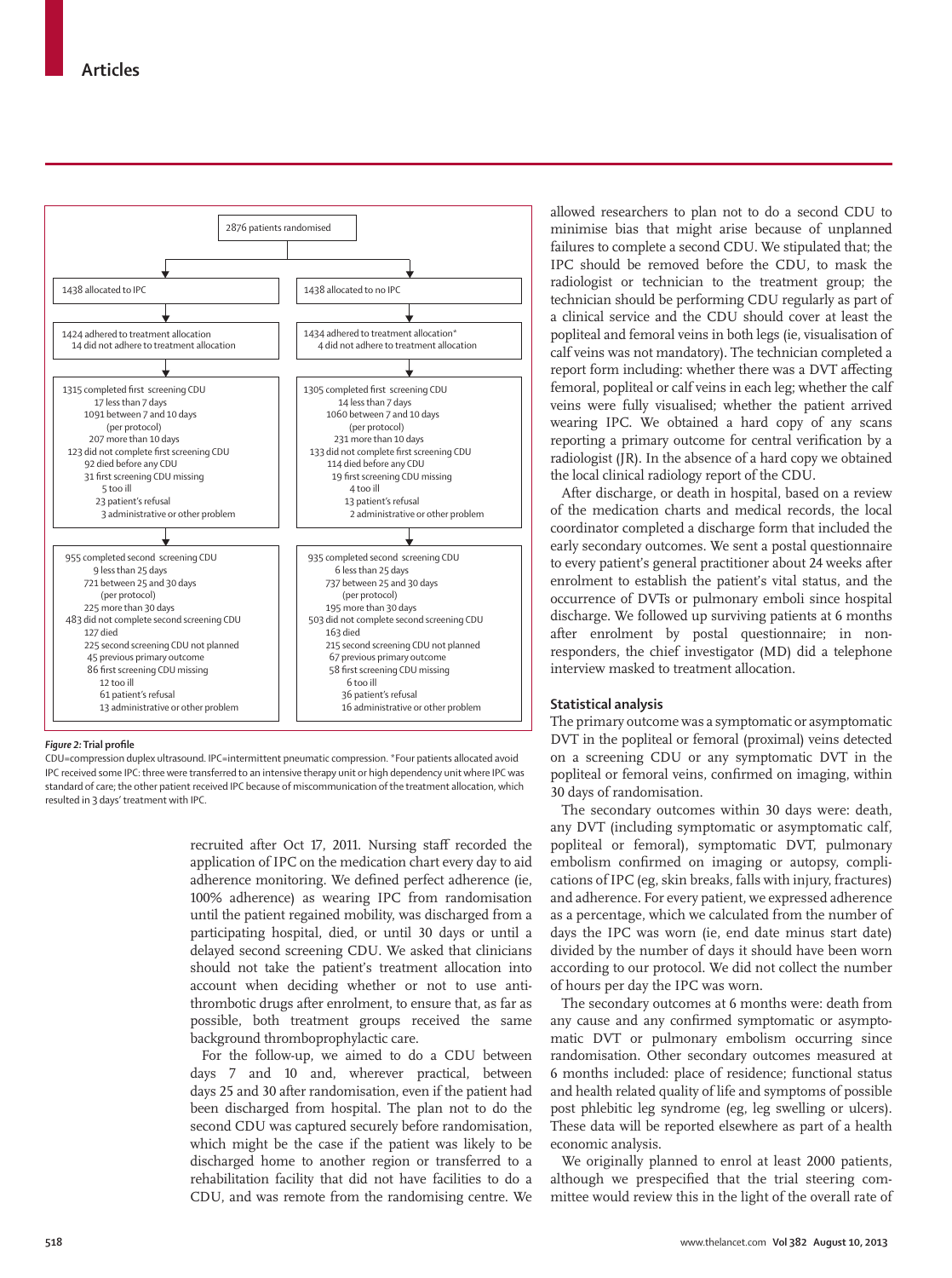| 2876 patients randomised | |
|---|---|
| 1438 allocated to IPC | 1438 allocated to no IPC |
| 1424 adhered to treatment allocation<br>14 did not adhere to treatment allocation | 1434 adhered to treatment allocation*<br>4 did not adhere to treatment allocation |
| 1315 completed first screening CDU<br>17 less than 7 days<br>1091 between 7 and 10 days (per protocol)<br>207 more than 10 days<br>123 did not complete first screening CDU<br>92 died before any CDU<br>31 first screening CDU missing<br>5 too ill<br>23 patient's refusal<br>3 administrative or other problem | 1305 completed first screening CDU<br>14 less than 7 days<br>1060 between 7 and 10 days (per protocol)<br>231 more than 10 days<br>133 did not complete first screening CDU<br>114 died before any CDU<br>19 first screening CDU missing<br>4 too ill<br>13 patient's refusal<br>2 administrative or other problem |
| 955 completed second screening CDU<br>9 less than 25 days<br>721 between 25 and 30 days (per protocol)<br>225 more than 30 days<br>483 did not complete second screening CDU<br>127 died<br>225 second screening CDU not planned<br>45 previous primary outcome<br>86 first screening CDU missing<br>12 too ill<br>61 patient's refusal<br>13 administrative or other problem | 935 completed second screening CDU<br>6 less than 25 days<br>737 between 25 and 30 days (per protocol)<br>195 more than 30 days<br>503 did not complete second screening CDU<br>163 died<br>215 second screening CDU not planned<br>67 previous primary outcome<br>58 first screening CDU missing<br>6 too ill<br>36 patient's refusal<br>16 administrative or other problem |

*Figure 2:* **Trial profile**

CDU=compression duplex ultrasound. IPC=intermittent pneumatic compression. *Four patients allocated avoid IPC received some IPC: three were transferred to an intensive therapy unit or high dependency unit where IPC was standard of care; the other patient received IPC because of misommunication of the treatment allocation, which resulted in 3 days' treatment with IPC.

recruited after Oct 17, 2011. Nursing staff recorded the application of IPC on the medication chart every day to aid adherence monitoring. We defined perfect adherence (ie, 100% adherence) as wearing IPC from randomisation until the patient regained mobility, was discharged from a participating hospital, died, or until 30 days or until a delayed second screening CDU. We asked that clinicians should not take the patient's treatment allocation into account when deciding whether or not to use antithrombotic drugs after enrolment, to ensure that, as far as possible, both treatment groups received the same background thromboprophylactic care.

For the follow-up, we aimed to do a CDU between days 7 and 10 and, wherever practical, between days 25 and 30 after randomisation, even if the patient had been discharged from hospital. The plan not to do the second CDU was captured securely before randomisation, which might be the case if the patient was likely to be discharged home to another region or transferred to a rehabilitation facility that did not have facilities to do a CDU, and was remote from the randomising centre. We allowed researchers to plan not to do a second CDU to minimise bias that might arise because of unplanned failures to complete a second CDU. We stipulated that; the IPC should be removed before the CDU, to mask the radiologist or technician to the treatment group; the technician should be performing CDU regularly as part of a clinical service and the CDU should cover at least the popliteal and femoral veins in both legs (ie, visualisation of calf veins was not mandatory). The technician completed a report form including: whether there was a DVT affecting femoral, popliteal or calf veins in each leg; whether the calf veins were fully visualised; whether the patient arrived wearing IPC. We obtained a hard copy of any scans reporting a primary outcome for central verification by a radiologist (JR). In the absence of a hard copy we obtained the local clinical radiology report of the CDU.

After discharge, or death in hospital, based on a review of the medication charts and medical records, the local coordinator completed a discharge form that included the early secondary outcomes. We sent a postal questionnaire to every patient's general practitioner about 24 weeks after enrolment to establish the patient's vital status, and the occurrence of DVTs or pulmonary emboli since hospital discharge. We followed up surviving patients at 6 months after enrolment by postal questionnaire; in non-responders, the chief investigator (MD) did a telephone interview masked to treatment allocation.

## Statistical analysis

The primary outcome was a symptomatic or asymptomatic DVT in the popliteal or femoral (proximal) veins detected on a screening CDU or any symptomatic DVT in the popliteal or femoral veins, confirmed on imaging, within 30 days of randomisation.

The secondary outcomes within 30 days were: death, any DVT (including symptomatic or asymptomatic calf, popliteal or femoral), symptomatic DVT, pulmonary embolism confirmed on imaging or autopsy, complications of IPC (eg, skin breaks, falls with injury, fractures) and adherence. For every patient, we expressed adherence as a percentage, which we calculated from the number of days the IPC was worn (ie, end date minus start date) divided by the number of days it should have been worn according to our protocol. We did not collect the number of hours per day the IPC was worn.

The secondary outcomes at 6 months were: death from any cause and any confirmed symptomatic or asymptomatic DVT or pulmonary embolism occurring since randomisation. Other secondary outcomes measured at 6 months included: place of residence; functional status and health related quality of life and symptoms of possible post phlebitic leg syndrome (eg, leg swelling or ulcers). These data will be reported elsewhere as part of a health economic analysis.

We originally planned to enrol at least 2000 patients, although we prespecified that the trial steering committee would review this in the light of the overall rate of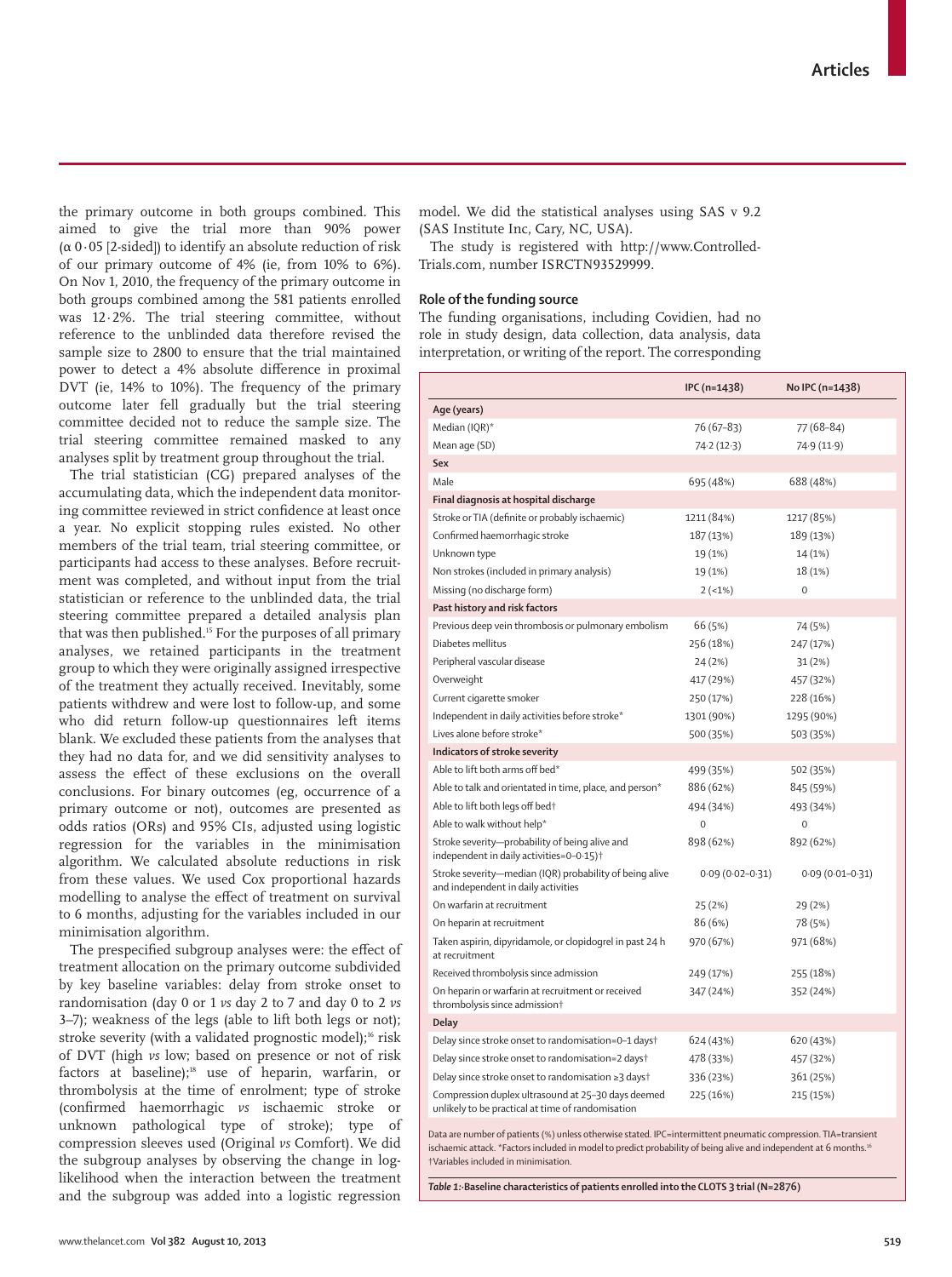the primary outcome in both groups combined. This aimed to give the trial more than 90% power (α 0·05 [2-sided]) to identify an absolute reduction of risk of our primary outcome of 4% (ie, from 10% to 6%). On Nov 1, 2010, the frequency of the primary outcome in both groups combined among the 581 patients enrolled was 12·2%. The trial steering committee, without reference to the unblinded data therefore revised the sample size to 2800 to ensure that the trial maintained power to detect a 4% absolute difference in proximal DVT (ie, 14% to 10%). The frequency of the primary outcome later fell gradually but the trial steering committee decided not to reduce the sample size. The trial steering committee remained masked to any analyses split by treatment group throughout the trial.

The trial statistician (CG) prepared analyses of the accumulating data, which the independent data monitoring committee reviewed in strict confidence at least once a year. No explicit stopping rules existed. No other members of the trial team, trial steering committee, or participants had access to these analyses. Before recruitment was completed, and without input from the trial statistician or reference to the unblinded data, the trial steering committee prepared a detailed analysis plan that was then published.[15] For the purposes of all primary analyses, we retained participants in the treatment group to which they were originally assigned irrespective of the treatment they actually received. Inevitably, some patients withdrew and were lost to follow-up, and some who did return follow-up questionnaires left items blank. We excluded these patients from the analyses that they had no data for, and we did sensitivity analyses to assess the effect of these exclusions on the overall conclusions. For binary outcomes (eg, occurrence of a primary outcome or not), outcomes are presented as odds ratios (ORs) and 95% CIs, adjusted using logistic regression for the variables in the minimisation algorithm. We calculated absolute reductions in risk from these values. We used Cox proportional hazards modelling to analyse the effect of treatment on survival to 6 months, adjusting for the variables included in our minimisation algorithm.

The prespecified subgroup analyses were: the effect of treatment allocation on the primary outcome subdivided by key baseline variables: delay from stroke onset to randomisation (day 0 or 1 *vs* day 2 to 7 and day 0 to 2 *vs* 3–7); weakness of the legs (able to lift both legs or not); stroke severity (with a validated prognostic model);[16] risk of DVT (high *vs* low; based on presence or not of risk factors at baseline);[18] use of heparin, warfarin, or thrombolysis at the time of enrolment; type of stroke (confirmed haemorrhagic *vs* ischaemic stroke or unknown pathological type of stroke); type of compression sleeves used (Original *vs* Comfort). We did the subgroup analyses by observing the change in log-likelihood when the interaction between the treatment and the subgroup was added into a logistic regression model. We did the statistical analyses using SAS v 9.2 (SAS Institute Inc, Cary, NC, USA).

The study is registered with http://www.Controlled-Trials.com, number ISRCTN93529999.

## Role of the funding source

The funding organisations, including Covidien, had no role in study design, data collection, data analysis, data interpretation, or writing of the report. The corresponding

| | IPC (n=1438) | No IPC (n=1438) |
|---|---|---|
| **Age (years)** | | |
| Median (IQR)* | 76 (67–83) | 77 (68–84) |
| Mean age (SD) | 74·2 (12·3) | 74·9 (11·9) |
| **Sex** | | |
| Male | 695 (48%) | 688 (48%) |
| **Final diagnosis at hospital discharge** | | |
| Stroke or TIA (definite or probably ischaemic) | 1211 (84%) | 1217 (85%) |
| Confirmed haemorrhagic stroke | 187 (13%) | 189 (13%) |
| Unknown type | 19 (1%) | 14 (1%) |
| Non strokes (included in primary analysis) | 19 (1%) | 18 (1%) |
| Missing (no discharge form) | 2 (<1%) | 0 |
| **Past history and risk factors** | | |
| Previous deep vein thrombosis or pulmonary embolism | 66 (5%) | 74 (5%) |
| Diabetes mellitus | 256 (18%) | 247 (17%) |
| Peripheral vascular disease | 24 (2%) | 31 (2%) |
| Overweight | 417 (29%) | 457 (32%) |
| Current cigarette smoker | 250 (17%) | 228 (16%) |
| Independent in daily activities before stroke* | 1301 (90%) | 1295 (90%) |
| Lives alone before stroke* | 500 (35%) | 503 (35%) |
| **Indicators of stroke severity** | | |
| Able to lift both arms off bed* | 499 (35%) | 502 (35%) |
| Able to talk and orientated in time, place, and person* | 886 (62%) | 845 (59%) |
| Able to lift both legs off bed† | 494 (34%) | 493 (34%) |
| Able to walk without help* | 0 | 0 |
| Stroke severity—probability of being alive and independent in daily activities=0–0·15)† | 898 (62%) | 892 (62%) |
| Stroke severity—median (IQR) probability of being alive and independent in daily activities | 0·09 (0·02–0·31) | 0·09 (0·01–0·31) |
| On warfarin at recruitment | 25 (2%) | 29 (2%) |
| On heparin at recruitment | 86 (6%) | 78 (5%) |
| Taken aspirin, dipyridamole, or clopidogrel in past 24 h at recruitment | 970 (67%) | 971 (68%) |
| Received thrombolysis since admission | 249 (17%) | 255 (18%) |
| On heparin or warfarin at recruitment or received thrombolysis since admission† | 347 (24%) | 352 (24%) |
| **Delay** | | |
| Delay since stroke onset to randomisation=0–1 days† | 624 (43%) | 620 (43%) |
| Delay since stroke onset to randomisation=2 days† | 478 (33%) | 457 (32%) |
| Delay since stroke onset to randomisation ≥3 days† | 336 (23%) | 361 (25%) |
| Compression duplex ultrasound at 25–30 days deemed unlikely to be practical at time of randomisation | 225 (16%) | 215 (15%) |

Data are number of patients (%) unless otherwise stated. IPC=intermittent pneumatic compression. TIA=transient ischaemic attack. *Factors included in model to predict probability of being alive and independent at 6 months.[16] †Variables included in minimisation.

*Table 1:* **Baseline characteristics of patients enrolled into the CLOTS 3 trial (N=2876)**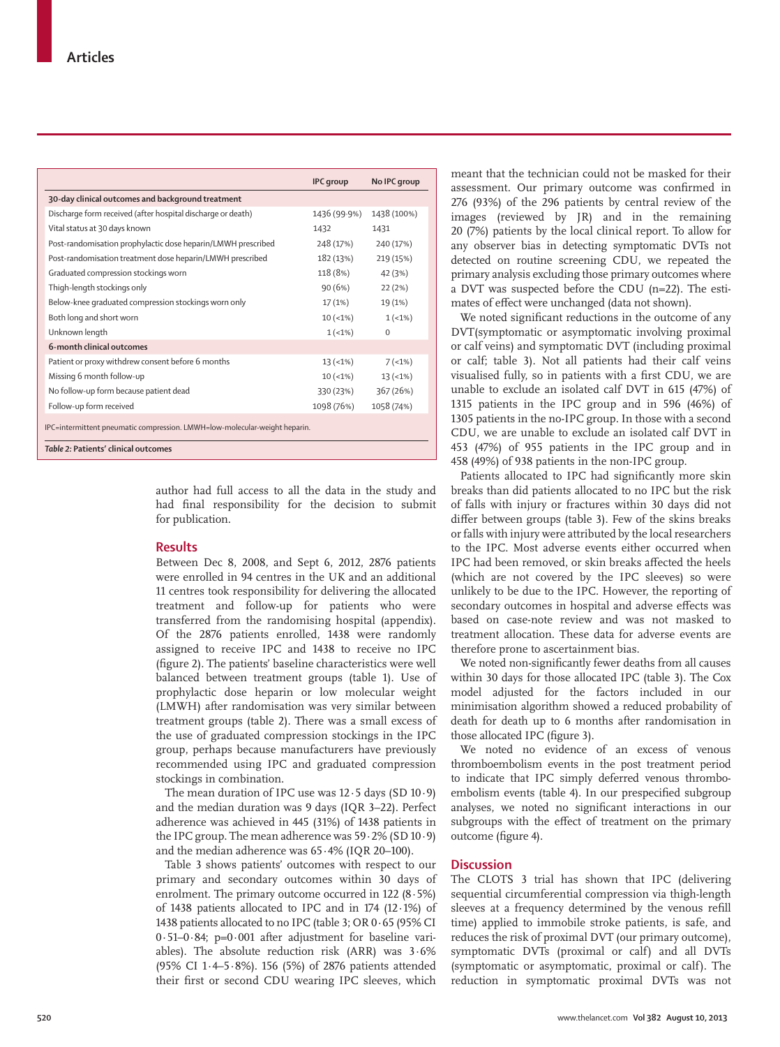| | IPC group | No IPC group |
|---|---|---|
| **30-day clinical outcomes and background treatment** | | |
| Discharge form received (after hospital discharge or death) | 1436 (99·9%) | 1438 (100%) |
| Vital status at 30 days known | 1432 | 1431 |
| Post-randomisation prophylactic dose heparin/LMWH prescribed | 248 (17%) | 240 (17%) |
| Post-randomisation treatment dose heparin/LMWH prescribed | 182 (13%) | 219 (15%) |
| Graduated compression stockings worn | 118 (8%) | 42 (3%) |
| Thigh-length stockings only | 90 (6%) | 22 (2%) |
| Below-knee graduated compression stockings worn only | 17 (1%) | 19 (1%) |
| Both long and short worn | 10 (<1%) | 1 (<1%) |
| Unknown length | 1 (<1%) | 0 |
| **6-month clinical outcomes** | | |
| Patient or proxy withdrew consent before 6 months | 13 (<1%) | 7 (<1%) |
| Missing 6 month follow-up | 10 (<1%) | 13 (<1%) |
| No follow-up form because patient dead | 330 (23%) | 367 (26%) |
| Follow-up form received | 1098 (76%) | 1058 (74%) |

IPC=intermittent pneumatic compression. LMWH=low-molecular-weight heparin.

*Table 2:* **Patients' clinical outcomes**

author had full access to all the data in the study and had final responsibility for the decision to submit for publication.

## Results

Between Dec 8, 2008, and Sept 6, 2012, 2876 patients were enrolled in 94 centres in the UK and an additional 11 centres took responsibility for delivering the allocated treatment and follow-up for patients who were transferred from the randomising hospital (appendix). Of the 2876 patients enrolled, 1438 were randomly assigned to receive IPC and 1438 to receive no IPC (figure 2). The patients' baseline characteristics were well balanced between treatment groups (table 1). Use of prophylactic dose heparin or low molecular weight (LMWH) after randomisation was very similar between treatment groups (table 2). There was a small excess of the use of graduated compression stockings in the IPC group, perhaps because manufacturers have previously recommended using IPC and graduated compression stockings in combination.

The mean duration of IPC use was 12·5 days (SD 10·9) and the median duration was 9 days (IQR 3–22). Perfect adherence was achieved in 445 (31%) of 1438 patients in the IPC group. The mean adherence was 59·2% (SD 10·9) and the median adherence was 65·4% (IQR 20–100).

Table 3 shows patients' outcomes with respect to our primary and secondary outcomes within 30 days of enrolment. The primary outcome occurred in 122 (8·5%) of 1438 patients allocated to IPC and in 174 (12·1%) of 1438 patients allocated to no IPC (table 3; OR 0·65 (95% CI 0·51–0·84; p=0·001 after adjustment for baseline variables). The absolute reduction risk (ARR) was 3·6% (95% CI 1·4–5·8%). 156 (5%) of 2876 patients attended their first or second CDU wearing IPC sleeves, which meant that the technician could not be masked for their assessment. Our primary outcome was confirmed in 276 (93%) of the 296 patients by central review of the images (reviewed by JR) and in the remaining 20 (7%) patients by the local clinical report. To allow for any observer bias in detecting symptomatic DVTs not detected on routine screening CDU, we repeated the primary analysis excluding those primary outcomes where a DVT was suspected before the CDU (n=22). The estimates of effect were unchanged (data not shown).

We noted significant reductions in the outcome of any DVT(symptomatic or asymptomatic involving proximal or calf veins) and symptomatic DVT (including proximal or calf; table 3). Not all patients had their calf veins visualised fully, so in patients with a first CDU, we are unable to exclude an isolated calf DVT in 615 (47%) of 1315 patients in the IPC group and in 596 (46%) of 1305 patients in the no-IPC group. In those with a second CDU, we are unable to exclude an isolated calf DVT in 453 (47%) of 955 patients in the IPC group and in 458 (49%) of 938 patients in the non-IPC group.

Patients allocated to IPC had significantly more skin breaks than did patients allocated to no IPC but the risk of falls with injury or fractures within 30 days did not differ between groups (table 3). Few of the skins breaks or falls with injury were attributed by the local researchers to the IPC. Most adverse events either occurred when IPC had been removed, or skin breaks affected the heels (which are not covered by the IPC sleeves) so were unlikely to be due to the IPC. However, the reporting of secondary outcomes in hospital and adverse effects was based on case-note review and was not masked to treatment allocation. These data for adverse events are therefore prone to ascertainment bias.

We noted non-significantly fewer deaths from all causes within 30 days for those allocated IPC (table 3). The Cox model adjusted for the factors included in our minimisation algorithm showed a reduced probability of death for death up to 6 months after randomisation in those allocated IPC (figure 3).

We noted no evidence of an excess of venous thromboembolism events in the post treatment period to indicate that IPC simply deferred venous thromboembolism events (table 4). In our prespecified subgroup analyses, we noted no significant interactions in our subgroups with the effect of treatment on the primary outcome (figure 4).

## Discussion

The CLOTS 3 trial has shown that IPC (delivering sequential circumferential compression via thigh-length sleeves at a frequency determined by the venous refill time) applied to immobile stroke patients, is safe, and reduces the risk of proximal DVT (our primary outcome), symptomatic DVTs (proximal or calf) and all DVTs (symptomatic or asymptomatic, proximal or calf). The reduction in symptomatic proximal DVTs was not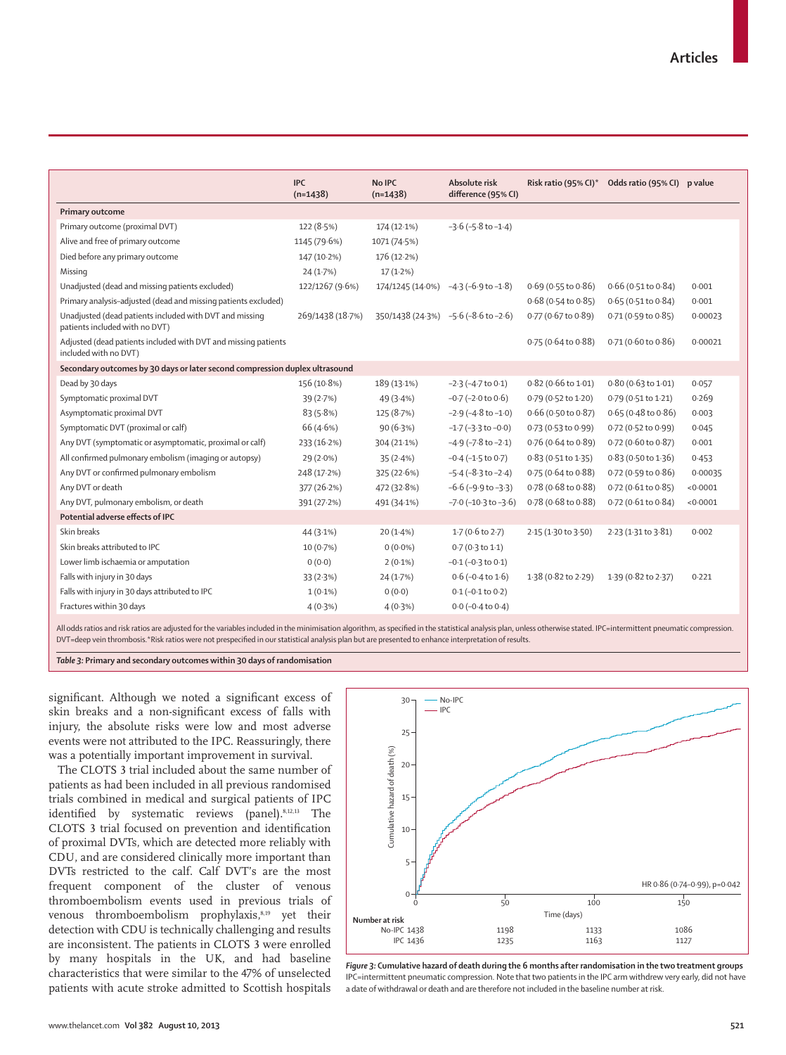| | IPC (n=1438) | No IPC (n=1438) | Absolute risk difference (95% CI) | Risk ratio (95% CI)* | Odds ratio (95% CI) | p value |
|---|---|---|---|---|---|---|
| **Primary outcome** | | | | | | |
| Primary outcome (proximal DVT) | 122 (8·5%) | 174 (12·1%) | –3·6 (–5·8 to –1·4) | | | |
| Alive and free of primary outcome | 1145 (79·6%) | 1071 (74·5%) | | | | |
| Died before any primary outcome | 147 (10·2%) | 176 (12·2%) | | | | |
| Missing | 24 (1·7%) | 17 (1·2%) | | | | |
| Unadjusted (dead and missing patients excluded) | 122/1267 (9·6%) | 174/1245 (14·0%) | –4·3 (–6·9 to –1·8) | 0·69 (0·55 to 0·86) | 0·66 (0·51 to 0·84) | 0·001 |
| Primary analysis–adjusted (dead and missing patients excluded) | | | | 0·68 (0·54 to 0·85) | 0·65 (0·51 to 0·84) | 0·001 |
| Unadjusted (dead patients included with DVT and missing patients included with no DVT) | 269/1438 (18·7%) | 350/1438 (24·3%) | –5·6 (–8·6 to –2·6) | 0·77 (0·67 to 0·89) | 0·71 (0·59 to 0·85) | 0·00023 |
| Adjusted (dead patients included with DVT and missing patients included with no DVT) | | | | 0·75 (0·64 to 0·88) | 0·71 (0·60 to 0·86) | 0·00021 |
| **Secondary outcomes by 30 days or later second compression duplex ultrasound** | | | | | | |
| Dead by 30 days | 156 (10·8%) | 189 (13·1%) | –2·3 (–4·7 to 0·1) | 0·82 (0·66 to 1·01) | 0·80 (0·63 to 1·01) | 0·057 |
| Symptomatic proximal DVT | 39 (2·7%) | 49 (3·4%) | –0·7 (–2·0 to 0·6) | 0·79 (0·52 to 1·20) | 0·79 (0·51 to 1·21) | 0·269 |
| Asymptomatic proximal DVT | 83 (5·8%) | 125 (8·7%) | –2·9 (–4·8 to –1·0) | 0·66 (0·50 to 0·87) | 0·65 (0·48 to 0·86) | 0·003 |
| Symptomatic DVT (proximal or calf) | 66 (4·6%) | 90 (6·3%) | –1·7 (–3·3 to –0·0) | 0·73 (0·53 to 0·99) | 0·72 (0·52 to 0·99) | 0·045 |
| Any DVT (symptomatic or asymptomatic, proximal or calf) | 233 (16·2%) | 304 (21·1%) | –4·9 (–7·8 to –2·1) | 0·76 (0·64 to 0·89) | 0·72 (0·60 to 0·87) | 0·001 |
| All confirmed pulmonary embolism (imaging or autopsy) | 29 (2·0%) | 35 (2·4%) | –0·4 (–1·5 to 0·7) | 0·83 (0·51 to 1·35) | 0·83 (0·50 to 1·36) | 0·453 |
| Any DVT or confirmed pulmonary embolism | 248 (17·2%) | 325 (22·6%) | –5·4 (–8·3 to –2·4) | 0·75 (0·64 to 0·88) | 0·72 (0·59 to 0·86) | 0·00035 |
| Any DVT or death | 377 (26·2%) | 472 (32·8%) | –6·6 (–9·9 to –3·3) | 0·78 (0·68 to 0·88) | 0·72 (0·61 to 0·85) | <0·0001 |
| Any DVT, pulmonary embolism, or death | 391 (27·2%) | 491 (34·1%) | –7·0 (–10·3 to –3·6) | 0·78 (0·68 to 0·88) | 0·72 (0·61 to 0·84) | <0·0001 |
| **Potential adverse effects of IPC** | | | | | | |
| Skin breaks | 44 (3·1%) | 20 (1·4%) | 1·7 (0·6 to 2·7) | 2·15 (1·30 to 3·50) | 2·23 (1·31 to 3·81) | 0·002 |
| Skin breaks attributed to IPC | 10 (0·7%) | 0 (0·0%) | 0·7 (0·3 to 1·1) | | | |
| Lower limb ischaemia or amputation | 0 (0·0) | 2 (0·1%) | –0·1 (–0·3 to 0·1) | | | |
| Falls with injury in 30 days | 33 (2·3%) | 24 (1·7%) | 0·6 (–0·4 to 1·6) | 1·38 (0·82 to 2·29) | 1·39 (0·82 to 2·37) | 0·221 |
| Falls with injury in 30 days attributed to IPC | 1 (0·1%) | 0 (0·0) | 0·1 (–0·1 to 0·2) | | | |
| Fractures within 30 days | 4 (0·3%) | 4 (0·3%) | 0·0 (–0·4 to 0·4) | | | |

All odds ratios and risk ratios are adjusted for the variables included in the minimisation algorithm, as specified in the statistical analysis plan, unless otherwise stated. IPC=intermittent pneumatic compression. DVT=deep vein thrombosis.*Risk ratios were not prespecified in our statistical analysis plan but are presented to enhance interpretation of results.

*Table 3:* **Primary and secondary outcomes within 30 days of randomisation**

significant. Although we noted a significant excess of skin breaks and a non-significant excess of falls with injury, the absolute risks were low and most adverse events were not attributed to the IPC. Reassuringly, there was a potentially important improvement in survival.

The CLOTS 3 trial included about the same number of patients as had been included in all previous randomised trials combined in medical and surgical patients of IPC identified by systematic reviews (panel).[8,12,13] The CLOTS 3 trial focused on prevention and identification of proximal DVTs, which are detected more reliably with CDU, and are considered clinically more important than DVTs restricted to the calf. Calf DVT's are the most frequent component of the cluster of venous thromboembolism events used in previous trials of venous thromboembolism prophylaxis,[8,19] yet their detection with CDU is technically challenging and results are inconsistent. The patients in CLOTS 3 were enrolled by many hospitals in the UK, and had baseline characteristics that were similar to the 47% of unselected patients with acute stroke admitted to Scottish hospitals

*Figure 3:* **Cumulative hazard of death during the 6 months after randomisation in the two treatment groups**
IPC=intermittent pneumatic compression. Note that two patients in the IPC arm withdrew very early, did not have a date of withdrawal or death and are therefore not included in the baseline number at risk.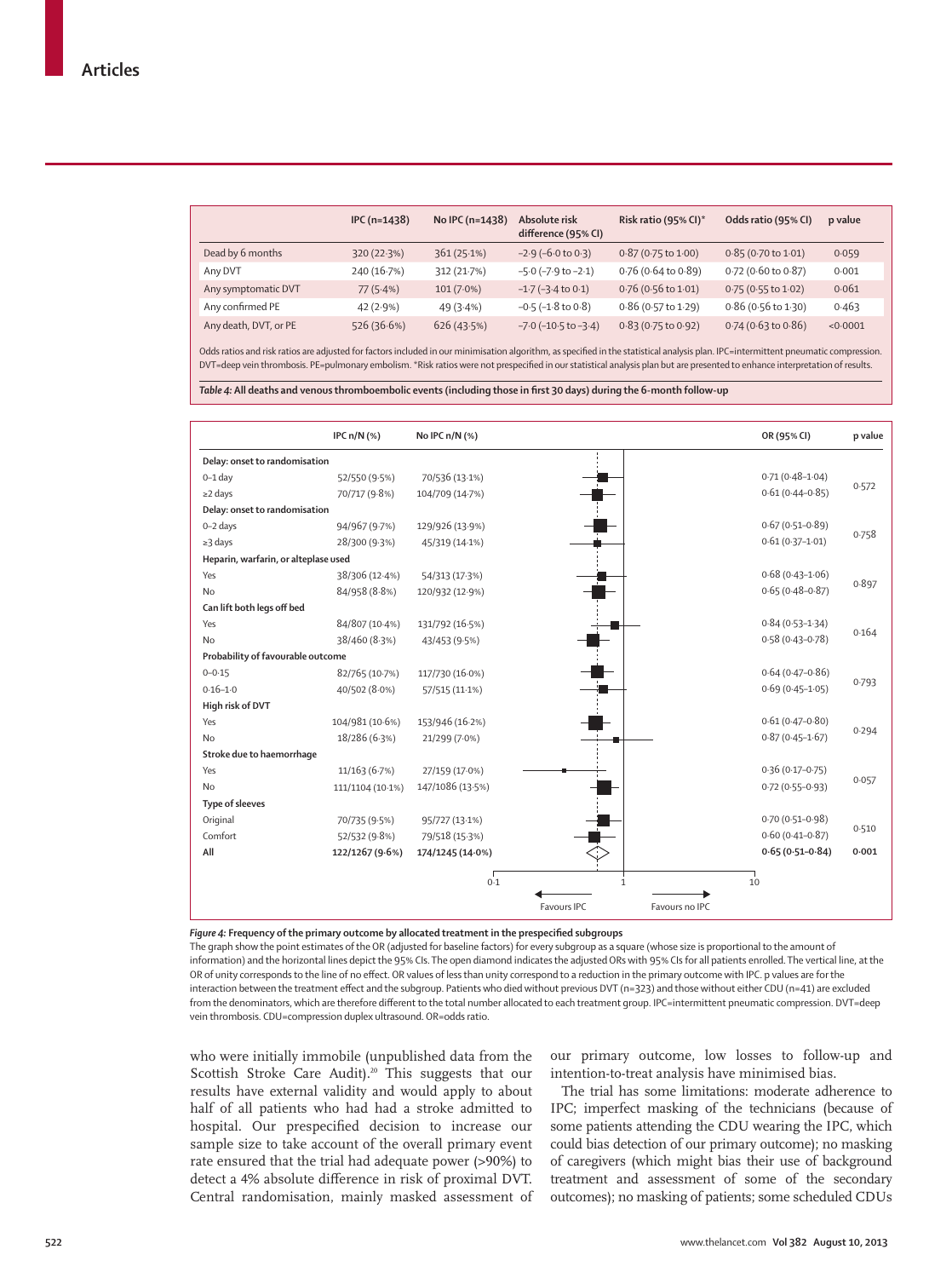|  | IPC (n=1438) | No IPC (n=1438) | Absolute risk difference (95% CI) | Risk ratio (95% CI)* | Odds ratio (95% CI) | p value |
|---|---|---|---|---|---|---|
| Dead by 6 months | 320 (22·3%) | 361 (25·1%) | −2·9 (−6·0 to 0·3) | 0·87 (0·75 to 1·00) | 0·85 (0·70 to 1·01) | 0·059 |
| Any DVT | 240 (16·7%) | 312 (21·7%) | −5·0 (−7·9 to −2·1) | 0·76 (0·64 to 0·89) | 0·72 (0·60 to 0·87) | 0·001 |
| Any symptomatic DVT | 77 (5·4%) | 101 (7·0%) | −1·7 (−3·4 to 0·1) | 0·76 (0·56 to 1·01) | 0·75 (0·55 to 1·02) | 0·061 |
| Any confirmed PE | 42 (2·9%) | 49 (3·4%) | −0·5 (−1·8 to 0·8) | 0·86 (0·57 to 1·29) | 0·86 (0·56 to 1·30) | 0·463 |
| Any death, DVT, or PE | 526 (36·6%) | 626 (43·5%) | −7·0 (−10·5 to −3·4) | 0·83 (0·75 to 0·92) | 0·74 (0·63 to 0·86) | <0·0001 |

Odds ratios and risk ratios are adjusted for factors included in our minimisation algorithm, as specified in the statistical analysis plan. IPC=intermittent pneumatic compression. DVT=deep vein thrombosis. PE=pulmonary embolism. *Risk ratios were not prespecified in our statistical analysis plan but are presented to enhance interpretation of results.

*Table 4:* **All deaths and venous thromboembolic events (including those in first 30 days) during the 6-month follow-up**

|  | IPC n/N (%) | No IPC n/N (%) | OR (95% CI) | p value |
|---|---|---|---|---|
| **Delay: onset to randomisation** |  |  |  |  |
| 0–1 day | 52/550 (9·5%) | 70/536 (13·1%) | 0·71 (0·48–1·04) | 0·572 |
| ≥2 days | 70/717 (9·8%) | 104/709 (14·7%) | 0·61 (0·44–0·85) |  |
| **Delay: onset to randomisation** |  |  |  |  |
| 0–2 days | 94/967 (9·7%) | 129/926 (13·9%) | 0·67 (0·51–0·89) | 0·758 |
| ≥3 days | 28/300 (9·3%) | 45/319 (14·1%) | 0·61 (0·37–1·01) |  |
| **Heparin, warfarin, or alteplase used** |  |  |  |  |
| Yes | 38/306 (12·4%) | 54/313 (17·3%) | 0·68 (0·43–1·06) | 0·897 |
| No | 84/958 (8·8%) | 120/932 (12·9%) | 0·65 (0·48–0·87) |  |
| **Can lift both legs off bed** |  |  |  |  |
| Yes | 84/807 (10·4%) | 131/792 (16·5%) | 0·84 (0·53–1·34) | 0·164 |
| No | 38/460 (8·3%) | 43/453 (9·5%) | 0·58 (0·43–0·78) |  |
| **Probability of favourable outcome** |  |  |  |  |
| 0–0·15 | 82/765 (10·7%) | 117/730 (16·0%) | 0·64 (0·47–0·86) | 0·793 |
| 0·16–1·0 | 40/502 (8·0%) | 57/515 (11·1%) | 0·69 (0·45–1·05) |  |
| **High risk of DVT** |  |  |  |  |
| Yes | 104/981 (10·6%) | 153/946 (16·2%) | 0·61 (0·47–0·80) | 0·294 |
| No | 18/286 (6·3%) | 21/299 (7·0%) | 0·87 (0·45–1·67) |  |
| **Stroke due to haemorrhage** |  |  |  |  |
| Yes | 11/163 (6·7%) | 27/159 (17·0%) | 0·36 (0·17–0·75) | 0·057 |
| No | 111/1104 (10·1%) | 147/1086 (13·5%) | 0·72 (0·55–0·93) |  |
| **Type of sleeves** |  |  |  |  |
| Original | 70/735 (9·5%) | 95/727 (13·1%) | 0·70 (0·51–0·98) | 0·510 |
| Comfort | 52/532 (9·8%) | 79/518 (15·3%) | 0·60 (0·41–0·87) |  |
| **All** | **122/1267 (9·6%)** | **174/1245 (14·0%)** | **0·65 (0·51–0·84)** | **0·001** |

*Figure 4:* **Frequency of the primary outcome by allocated treatment in the prespecified subgroups**

The graph show the point estimates of the OR (adjusted for baseline factors) for every subgroup as a square (whose size is proportional to the amount of information) and the horizontal lines depict the 95% CIs. The open diamond indicates the adjusted ORs with 95% CIs for all patients enrolled. The vertical line, at the OR of unity corresponds to the line of no effect. OR values of less than unity correspond to a reduction in the primary outcome with IPC. p values are for the interaction between the treatment effect and the subgroup. Patients who died without previous DVT (n=323) and those without either CDU (n=41) are excluded from the denominators, which are therefore different to the total number allocated to each treatment group. IPC=intermittent pneumatic compression. DVT=deep vein thrombosis. CDU=compression duplex ultrasound. OR=odds ratio.

who were initially immobile (unpublished data from the Scottish Stroke Care Audit).[20] This suggests that our results have external validity and would apply to about half of all patients who had had a stroke admitted to hospital. Our prespecified decision to increase our sample size to take account of the overall primary event rate ensured that the trial had adequate power (>90%) to detect a 4% absolute difference in risk of proximal DVT. Central randomisation, mainly masked assessment of our primary outcome, low losses to follow-up and intention-to-treat analysis have minimised bias.

The trial has some limitations: moderate adherence to IPC; imperfect masking of the technicians (because of some patients attending the CDU wearing the IPC, which could bias detection of our primary outcome); no masking of caregivers (which might bias their use of background treatment and assessment of some of the secondary outcomes); no masking of patients; some scheduled CDUs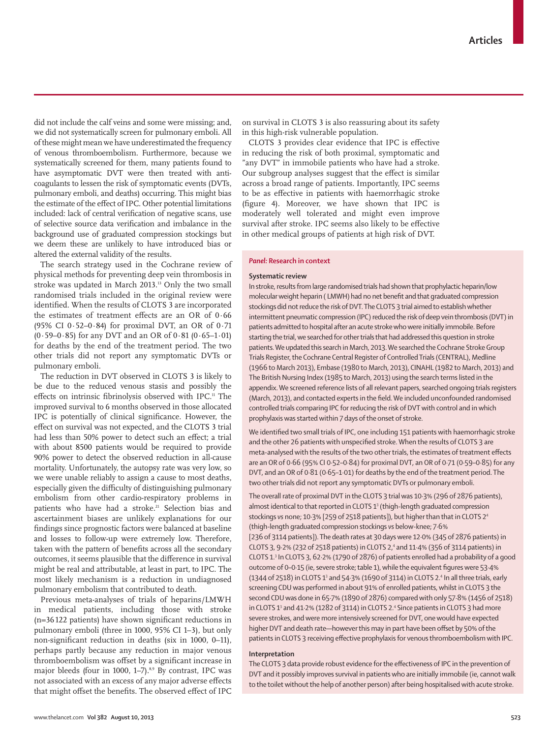did not include the calf veins and some were missing; and, we did not systematically screen for pulmonary emboli. All of these might mean we have underestimated the frequency of venous thromboembolism. Furthermore, because we systematically screened for them, many patients found to have asymptomatic DVT were then treated with anti-coagulants to lessen the risk of symptomatic events (DVTs, pulmonary emboli, and deaths) occurring. This might bias the estimate of the effect of IPC. Other potential limitations included: lack of central verification of negative scans, use of selective source data verification and imbalance in the background use of graduated compression stockings but we deem these are unlikely to have introduced bias or altered the external validity of the results.

The search strategy used in the Cochrane review of physical methods for preventing deep vein thrombosis in stroke was updated in March 2013.[13] Only the two small randomised trials included in the original review were identified. When the results of CLOTS 3 are incorporated the estimates of treatment effects are an OR of 0·66 (95% CI 0·52–0·84) for proximal DVT, an OR of 0·71 (0·59–0·85) for any DVT and an OR of 0·81 (0·65–1·01) for deaths by the end of the treatment period. The two other trials did not report any symptomatic DVTs or pulmonary emboli.

The reduction in DVT observed in CLOTS 3 is likely to be due to the reduced venous stasis and possibly the effects on intrinsic fibrinolysis observed with IPC.[11] The improved survival to 6 months observed in those allocated IPC is potentially of clinical significance. However, the effect on survival was not expected, and the CLOTS 3 trial had less than 50% power to detect such an effect; a trial with about 8500 patients would be required to provide 90% power to detect the observed reduction in all-cause mortality. Unfortunately, the autopsy rate was very low, so we were unable reliably to assign a cause to most deaths, especially given the difficulty of distinguishing pulmonary embolism from other cardio-respiratory problems in patients who have had a stroke.[21] Selection bias and ascertainment biases are unlikely explanations for our findings since prognostic factors were balanced at baseline and losses to follow-up were extremely low. Therefore, taken with the pattern of benefits across all the secondary outcomes, it seems plausible that the difference in survival might be real and attributable, at least in part, to IPC. The most likely mechanism is a reduction in undiagnosed pulmonary embolism that contributed to death.

Previous meta-analyses of trials of heparins/LMWH in medical patients, including those with stroke (n=36 122 patients) have shown significant reductions in pulmonary emboli (three in 1000, 95% CI 1–3), but only non-significant reduction in deaths (six in 1000, 0–11), perhaps partly because any reduction in major venous thromboembolism was offset by a significant increase in major bleeds (four in 1000, 1–7).[8,9] By contrast, IPC was not associated with an excess of any major adverse effects that might offset the benefits. The observed effect of IPC on survival in CLOTS 3 is also reassuring about its safety in this high-risk vulnerable population.

CLOTS 3 provides clear evidence that IPC is effective in reducing the risk of both proximal, symptomatic and "any DVT" in immobile patients who have had a stroke. Our subgroup analyses suggest that the effect is similar across a broad range of patients. Importantly, IPC seems to be as effective in patients with haemorrhagic stroke (figure 4). Moreover, we have shown that IPC is moderately well tolerated and might even improve survival after stroke. IPC seems also likely to be effective in other medical groups of patients at high risk of DVT.

## *Panel:* Research in context

### Systematic review

In stroke, results from large randomised trials had shown that prophylactic heparin/low molecular weight heparin ( LMWH) had no net benefit and that graduated compression stockings did not reduce the risk of DVT. The CLOTS 3 trial aimed to establish whether intermittent pneumatic compression (IPC) reduced the risk of deep vein thrombosis (DVT) in patients admitted to hospital after an acute stroke who were initially immobile. Before starting the trial, we searched for other trials that had addressed this question in stroke patients. We updated this search in March, 2013. We searched the Cochrane Stroke Group Trials Register, the Cochrane Central Register of Controlled Trials (CENTRAL), Medline (1966 to March 2013), Embase (1980 to March, 2013), CINAHL (1982 to March, 2013) and The British Nursing Index (1985 to March, 2013) using the search terms listed in the appendix. We screened reference lists of all relevant papers, searched ongoing trials registers (March, 2013), and contacted experts in the field. We included unconfounded randomised controlled trials comparing IPC for reducing the risk of DVT with control and in which prophylaxis was started within 7 days of the onset of stroke.

We identified two small trials of IPC, one including 151 patients with haemorrhagic stroke and the other 26 patients with unspecified stroke. When the results of CLOTS 3 are meta-analysed with the results of the two other trials, the estimates of treatment effects are an OR of 0·66 (95% CI 0·52–0·84) for proximal DVT, an OR of 0·71 (0·59–0·85) for any DVT, and an OR of 0·81 (0·65–1·01) for deaths by the end of the treatment period. The two other trials did not report any symptomatic DVTs or pulmonary emboli.

The overall rate of proximal DVT in the CLOTS 3 trial was 10·3% (296 of 2876 patients), almost identical to that reported in CLOTS 1[3] (thigh-length graduated compression stockings *vs* none; 10·3% [259 of 2518 patients]), but higher than that in CLOTS 2[4] (thigh-length graduated compression stockings *vs* below-knee; 7·6% [236 of 3114 patients]). The death rates at 30 days were 12·0% (345 of 2876 patients) in CLOTS 3, 9·2% (232 of 2518 patients) in CLOTS 2,[4] and 11·4% (356 of 3114 patients) in CLOTS 1.[3] In CLOTS 3, 62·2% (1790 of 2876) of patients enrolled had a probability of a good outcome of 0–0·15 (ie, severe stroke; table 1), while the equivalent figures were 53·4% (1344 of 2518) in CLOTS 1[3] and 54·3% (1690 of 3114) in CLOTS 2.[4] In all three trials, early screening CDU was performed in about 91% of enrolled patients, whilst in CLOTS 3 the second CDU was done in 65·7% (1890 of 2876) compared with only 57·8% (1456 of 2518) in CLOTS 1[3] and 41·2% (1282 of 3114) in CLOTS 2.[4] Since patients in CLOTS 3 had more severe strokes, and were more intensively screened for DVT, one would have expected higher DVT and death rate—however this may in part have been offset by 50% of the patients in CLOTS 3 receiving effective prophylaxis for venous thromboembolism with IPC.

### Interpretation

The CLOTS 3 data provide robust evidence for the effectiveness of IPC in the prevention of DVT and it possibly improves survival in patients who are initially immobile (ie, cannot walk to the toilet without the help of another person) after being hospitalised with acute stroke.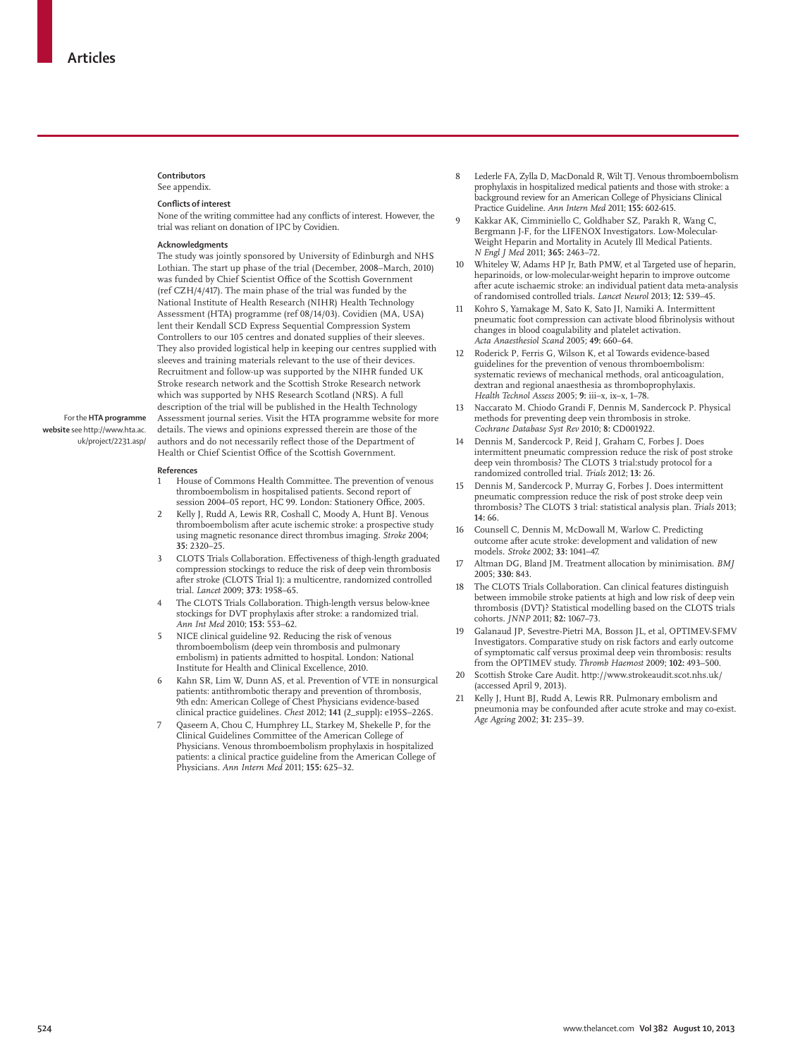**Contributors**

See appendix.

**Conflicts of interest**

None of the writing committee had any conflicts of interest. However, the trial was reliant on donation of IPC by Covidien.

**Acknowledgments**

The study was jointly sponsored by University of Edinburgh and NHS Lothian. The start up phase of the trial (December, 2008–March, 2010) was funded by Chief Scientist Office of the Scottish Government (ref CZH/4/417). The main phase of the trial was funded by the National Institute of Health Research (NIHR) Health Technology Assessment (HTA) programme (ref 08/14/03). Covidien (MA, USA) lent their Kendall SCD Express Sequential Compression System Controllers to our 105 centres and donated supplies of their sleeves. They also provided logistical help in keeping our centres supplied with sleeves and training materials relevant to the use of their devices. Recruitment and follow-up was supported by the NIHR funded UK Stroke research network and the Scottish Stroke Research network which was supported by NHS Research Scotland (NRS). A full description of the trial will be published in the Health Technology Assessment journal series. Visit the HTA programme website for more details. The views and opinions expressed therein are those of the authors and do not necessarily reflect those of the Department of Health or Chief Scientist Office of the Scottish Government.

For the **HTA programme website** see http://www.hta.ac.uk/project/2231.asp/

**References**

1. House of Commons Health Committee. The prevention of venous thromboembolism in hospitalised patients. Second report of session 2004–05 report, HC 99. London: Stationery Office, 2005.
2. Kelly J, Rudd A, Lewis RR, Coshall C, Moody A, Hunt BJ. Venous thromboembolism after acute ischemic stroke: a prospective study using magnetic resonance direct thrombus imaging. *Stroke* 2004; **35:** 2320–25.
3. CLOTS Trials Collaboration. Effectiveness of thigh-length graduated compression stockings to reduce the risk of deep vein thrombosis after stroke (CLOTS Trial 1): a multicentre, randomized controlled trial. *Lancet* 2009; **373:** 1958–65.
4. The CLOTS Trials Collaboration. Thigh-length versus below-knee stockings for DVT prophylaxis after stroke: a randomized trial. *Ann Int Med* 2010; **153:** 553–62.
5. NICE clinical guideline 92. Reducing the risk of venous thromboembolism (deep vein thrombosis and pulmonary embolism) in patients admitted to hospital. London: National Institute for Health and Clinical Excellence, 2010.
6. Kahn SR, Lim W, Dunn AS, et al. Prevention of VTE in nonsurgical patients: antithrombotic therapy and prevention of thrombosis, 9th edn: American College of Chest Physicians evidence-based clinical practice guidelines. *Chest* 2012; **141** (2_suppl)**:** e195S–226S.
7. Qaseem A, Chou C, Humphrey LL, Starkey M, Shekelle P, for the Clinical Guidelines Committee of the American College of Physicians. Venous thromboembolism prophylaxis in hospitalized patients: a clinical practice guideline from the American College of Physicians. *Ann Intern Med* 2011; **155:** 625–32.
8. Lederle FA, Zylla D, MacDonald R, Wilt TJ. Venous thromboembolism prophylaxis in hospitalized medical patients and those with stroke: a background review for an American College of Physicians Clinical Practice Guideline. *Ann Intern Med* 2011; **155:** 602-615.
9. Kakkar AK, Cimminiello C, Goldhaber SZ, Parakh R, Wang C, Bergmann J-F, for the LIFENOX Investigators. Low-Molecular-Weight Heparin and Mortality in Acutely Ill Medical Patients. *N Engl J Med* 2011; **365:** 2463–72.
10. Whiteley W, Adams HP Jr, Bath PMW, et al Targeted use of heparin, heparinoids, or low-molecular-weight heparin to improve outcome after acute ischaemic stroke: an individual patient data meta-analysis of randomised controlled trials. *Lancet Neurol* 2013; **12:** 539–45.
11. Kohro S, Yamakage M, Sato K, Sato JI, Namiki A. Intermittent pneumatic foot compression can activate blood fibrinolysis without changes in blood coagulability and platelet activation. *Acta Anaesthesiol Scand* 2005; **49:** 660–64.
12. Roderick P, Ferris G, Wilson K, et al Towards evidence-based guidelines for the prevention of venous thromboembolism: systematic reviews of mechanical methods, oral anticoagulation, dextran and regional anaesthesia as thromboprophylaxis. *Health Technol Assess* 2005; **9:** iii–x, ix–x, 1–78.
13. Naccarato M. Chiodo Grandi F, Dennis M, Sandercock P. Physical methods for preventing deep vein thrombosis in stroke. *Cochrane Database Syst Rev* 2010; **8:** CD001922.
14. Dennis M, Sandercock P, Reid J, Graham C, Forbes J. Does intermittent pneumatic compression reduce the risk of post stroke deep vein thrombosis? The CLOTS 3 trial:study protocol for a randomized controlled trial. *Trials* 2012; **13:** 26.
15. Dennis M, Sandercock P, Murray G, Forbes J. Does intermittent pneumatic compression reduce the risk of post stroke deep vein thrombosis? The CLOTS 3 trial: statistical analysis plan. *Trials* 2013; **14:** 66.
16. Counsell C, Dennis M, McDowall M, Warlow C. Predicting outcome after acute stroke: development and validation of new models. *Stroke* 2002; **33:** 1041–47.
17. Altman DG, Bland JM. Treatment allocation by minimisation. *BMJ* 2005; **330:** 843.
18. The CLOTS Trials Collaboration. Can clinical features distinguish between immobile stroke patients at high and low risk of deep vein thrombosis (DVT)? Statistical modelling based on the CLOTS trials cohorts. *JNNP* 2011; **82:** 1067–73.
19. Galanaud JP, Sevestre-Pietri MA, Bosson JL, et al, OPTIMEV-SFMV Investigators. Comparative study on risk factors and early outcome of symptomatic calf versus proximal deep vein thrombosis: results from the OPTIMEV study. *Thromb Haemost* 2009; **102:** 493–500.
20. Scottish Stroke Care Audit. http://www.strokeaudit.scot.nhs.uk/ (accessed April 9, 2013).
21. Kelly J, Hunt BJ, Rudd A, Lewis RR. Pulmonary embolism and pneumonia may be confounded after acute stroke and may co-exist. *Age Ageing* 2002; **31:** 235–39.